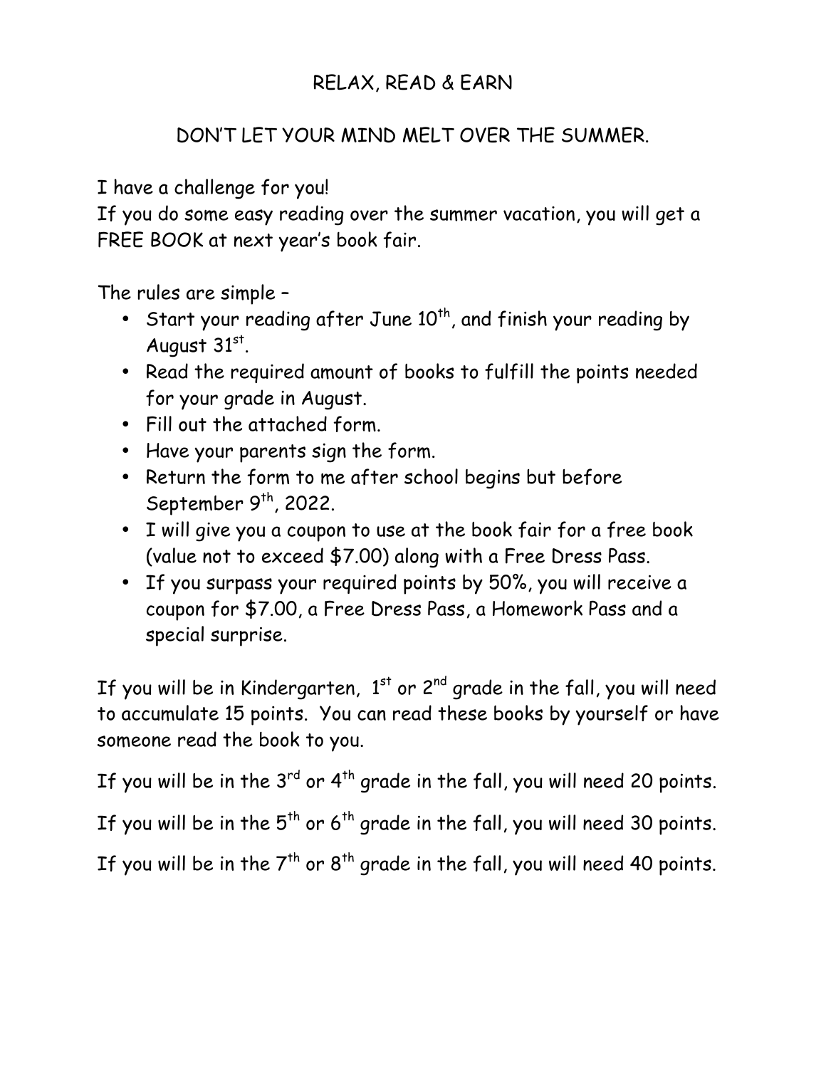# RELAX, READ & EARN

## DON'T LET YOUR MIND MELT OVER THE SUMMER.

I have a challenge for you!
If you do some easy reading over the summer vacation, you will get a FREE BOOK at next year's book fair.

The rules are simple –

- Start your reading after June 10th, and finish your reading by August 31st.
- Read the required amount of books to fulfill the points needed for your grade in August.
- Fill out the attached form.
- Have your parents sign the form.
- Return the form to me after school begins but before September 9th, 2022.
- I will give you a coupon to use at the book fair for a free book (value not to exceed $7.00) along with a Free Dress Pass.
- If you surpass your required points by 50%, you will receive a coupon for $7.00, a Free Dress Pass, a Homework Pass and a special surprise.

If you will be in Kindergarten, 1st or 2nd grade in the fall, you will need to accumulate 15 points. You can read these books by yourself or have someone read the book to you.

If you will be in the 3rd or 4th grade in the fall, you will need 20 points.

If you will be in the 5th or 6th grade in the fall, you will need 30 points.

If you will be in the 7th or 8th grade in the fall, you will need 40 points.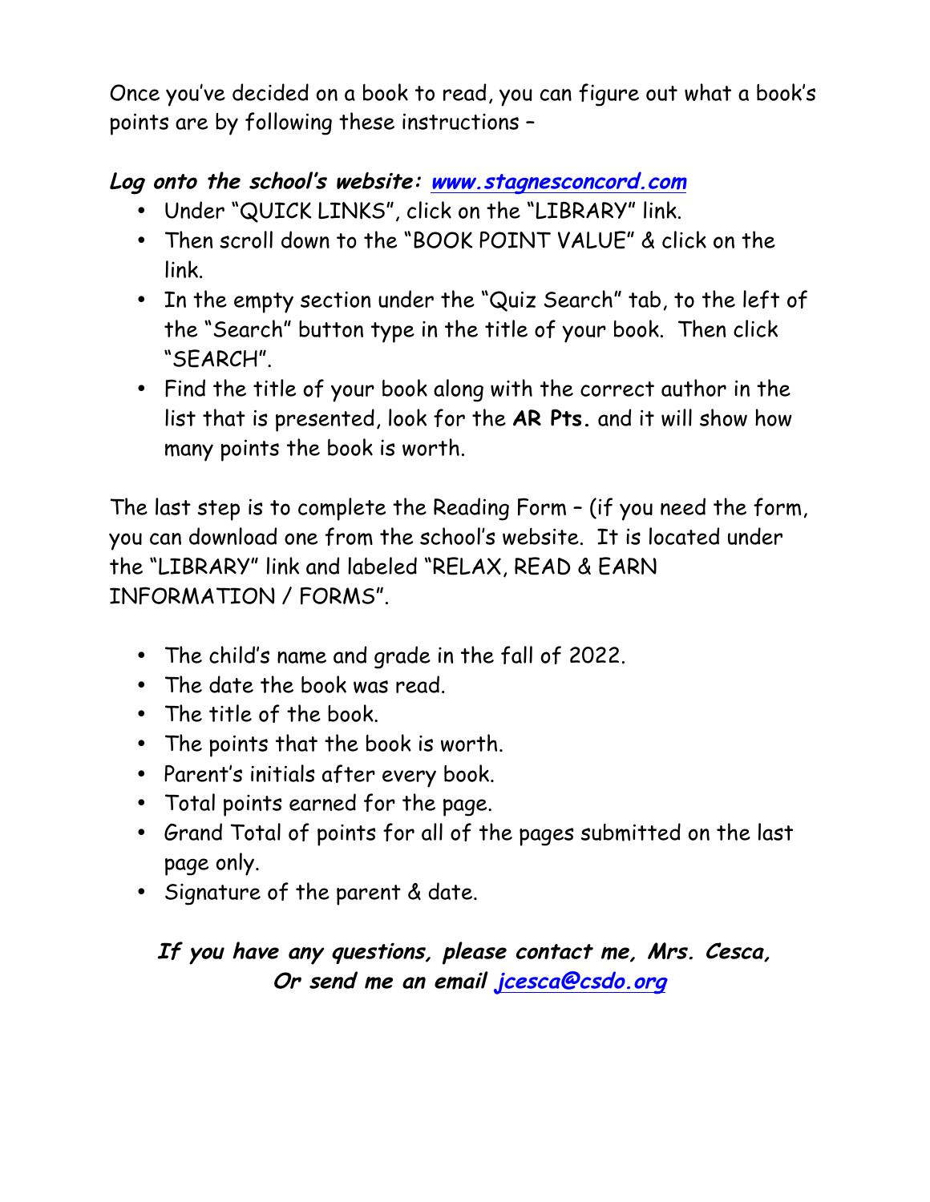Once you've decided on a book to read, you can figure out what a book's points are by following these instructions –

***Log onto the school's website: [www.stagnesconcord.com](http://www.stagnesconcord.com)***

- Under "QUICK LINKS", click on the "LIBRARY" link.
- Then scroll down to the "BOOK POINT VALUE" & click on the link.
- In the empty section under the "Quiz Search" tab, to the left of the "Search" button type in the title of your book. Then click "SEARCH".
- Find the title of your book along with the correct author in the list that is presented, look for the **AR Pts.** and it will show how many points the book is worth.

The last step is to complete the Reading Form – (if you need the form, you can download one from the school's website. It is located under the "LIBRARY" link and labeled "RELAX, READ & EARN INFORMATION / FORMS".

- The child's name and grade in the fall of 2022.
- The date the book was read.
- The title of the book.
- The points that the book is worth.
- Parent's initials after every book.
- Total points earned for the page.
- Grand Total of points for all of the pages submitted on the last page only.
- Signature of the parent & date.

***If you have any questions, please contact me, Mrs. Cesca, Or send me an email [jcesca@csdo.org](mailto:jcesca@csdo.org)***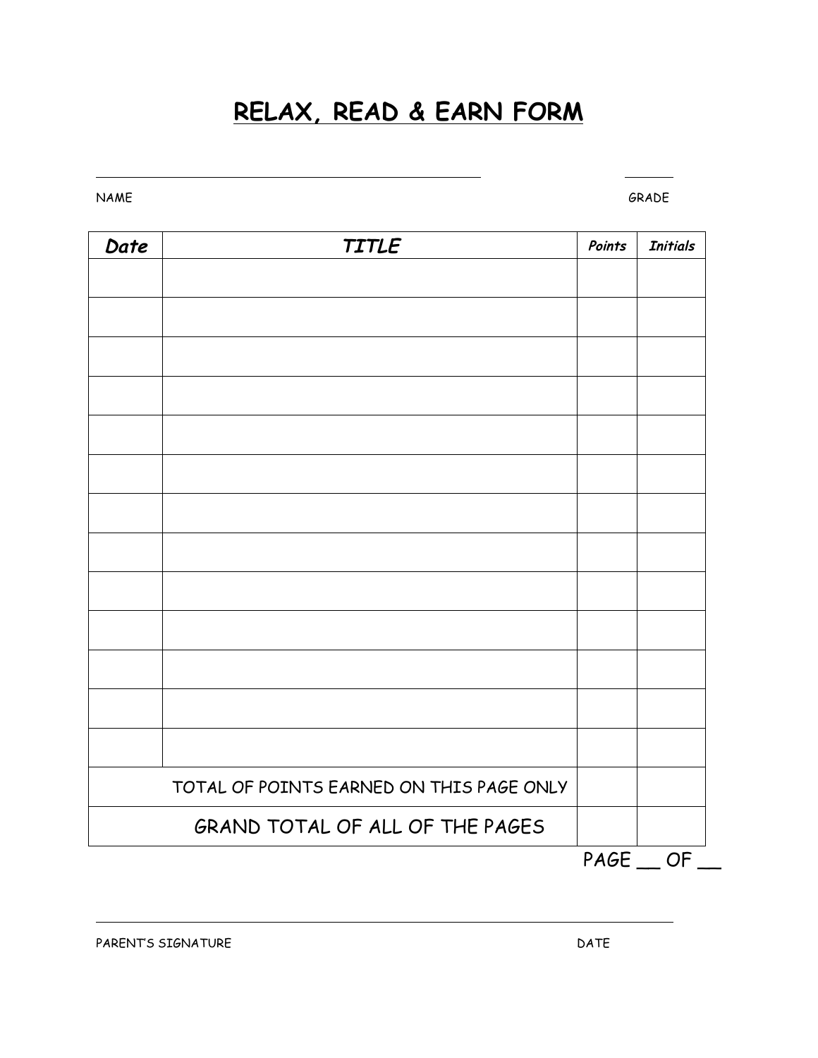# RELAX, READ & EARN FORM

______________________________________ ______

NAME GRADE

| *Date* | *TITLE* | *Points* | *Initials* |
|---|---|---|---|
| | | | |
| | | | |
| | | | |
| | | | |
| | | | |
| | | | |
| | | | |
| | | | |
| | | | |
| | | | |
| | | | |
| | | | |
| | | | |
| | TOTAL OF POINTS EARNED ON THIS PAGE ONLY | | |
| | GRAND TOTAL OF ALL OF THE PAGES | | |

PAGE __ OF __

______________________________________________________________

PARENT'S SIGNATURE DATE